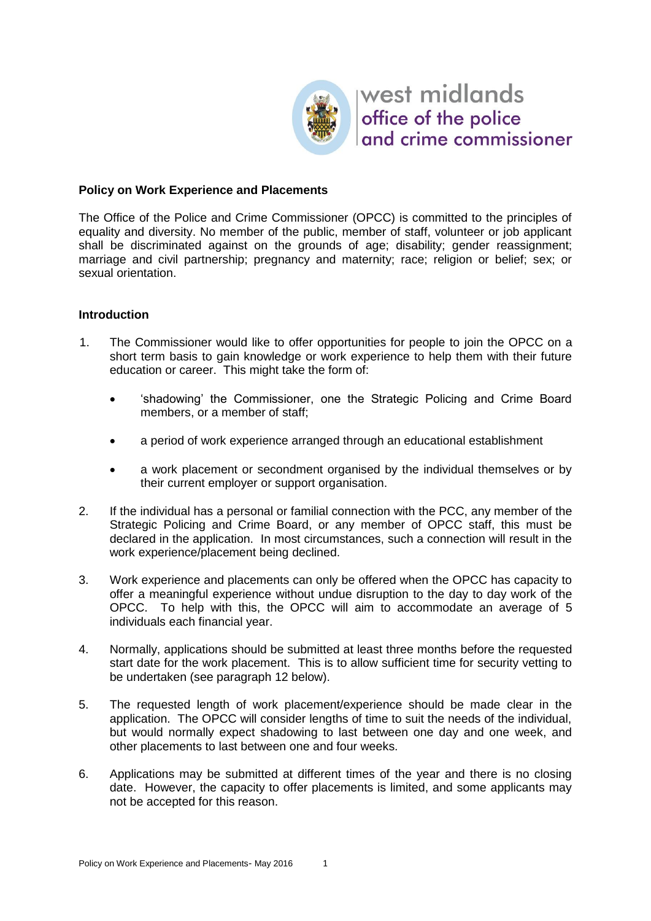west midlands
office of the police
and crime commissioner

**Policy on Work Experience and Placements**

The Office of the Police and Crime Commissioner (OPCC) is committed to the principles of equality and diversity. No member of the public, member of staff, volunteer or job applicant shall be discriminated against on the grounds of age; disability; gender reassignment; marriage and civil partnership; pregnancy and maternity; race; religion or belief; sex; or sexual orientation.

**Introduction**

1. The Commissioner would like to offer opportunities for people to join the OPCC on a short term basis to gain knowledge or work experience to help them with their future education or career. This might take the form of:

   - 'shadowing' the Commissioner, one the Strategic Policing and Crime Board members, or a member of staff;
   - a period of work experience arranged through an educational establishment
   - a work placement or secondment organised by the individual themselves or by their current employer or support organisation.

2. If the individual has a personal or familial connection with the PCC, any member of the Strategic Policing and Crime Board, or any member of OPCC staff, this must be declared in the application. In most circumstances, such a connection will result in the work experience/placement being declined.

3. Work experience and placements can only be offered when the OPCC has capacity to offer a meaningful experience without undue disruption to the day to day work of the OPCC. To help with this, the OPCC will aim to accommodate an average of 5 individuals each financial year.

4. Normally, applications should be submitted at least three months before the requested start date for the work placement. This is to allow sufficient time for security vetting to be undertaken (see paragraph 12 below).

5. The requested length of work placement/experience should be made clear in the application. The OPCC will consider lengths of time to suit the needs of the individual, but would normally expect shadowing to last between one day and one week, and other placements to last between one and four weeks.

6. Applications may be submitted at different times of the year and there is no closing date. However, the capacity to offer placements is limited, and some applicants may not be accepted for this reason.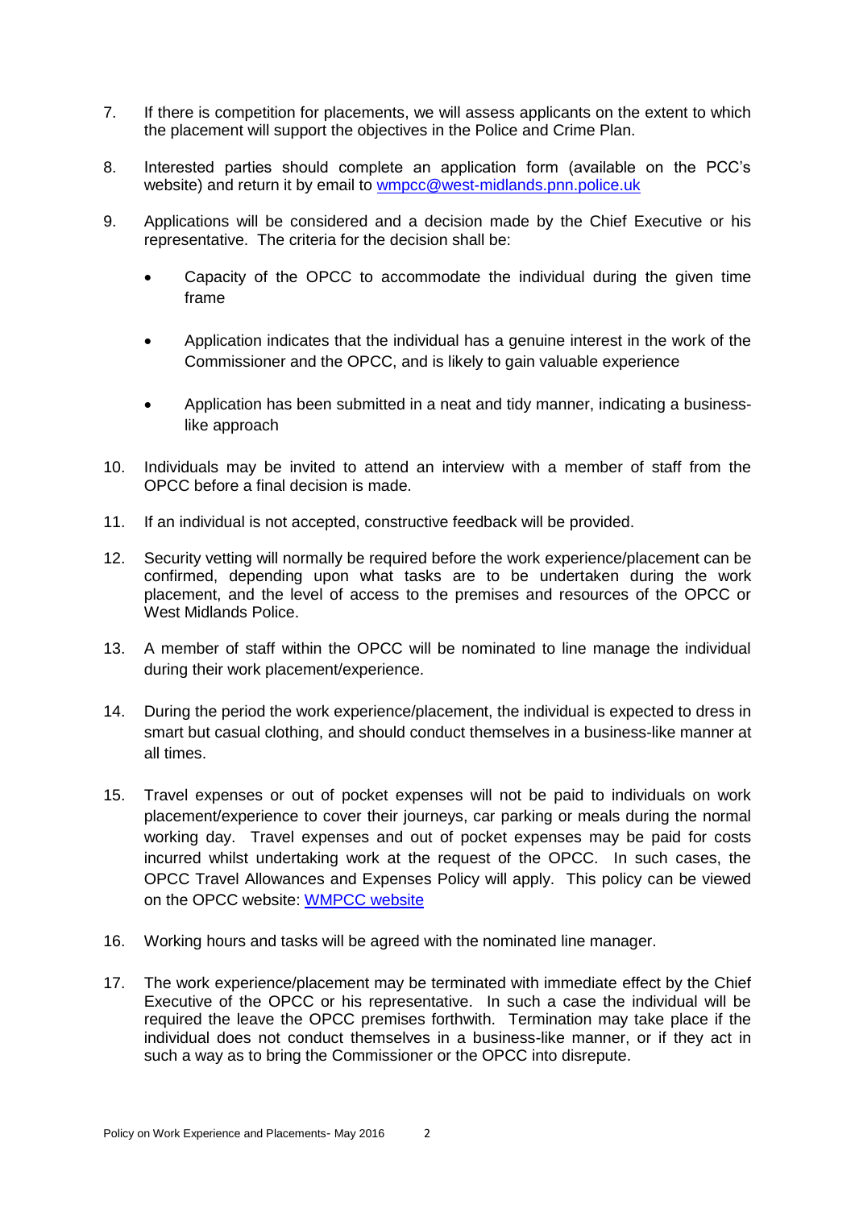7. If there is competition for placements, we will assess applicants on the extent to which the placement will support the objectives in the Police and Crime Plan.

8. Interested parties should complete an application form (available on the PCC's website) and return it by email to [wmpcc@west-midlands.pnn.police.uk](mailto:wmpcc@west-midlands.pnn.police.uk)

9. Applications will be considered and a decision made by the Chief Executive or his representative. The criteria for the decision shall be:

   - Capacity of the OPCC to accommodate the individual during the given time frame
   - Application indicates that the individual has a genuine interest in the work of the Commissioner and the OPCC, and is likely to gain valuable experience
   - Application has been submitted in a neat and tidy manner, indicating a business-like approach

10. Individuals may be invited to attend an interview with a member of staff from the OPCC before a final decision is made.

11. If an individual is not accepted, constructive feedback will be provided.

12. Security vetting will normally be required before the work experience/placement can be confirmed, depending upon what tasks are to be undertaken during the work placement, and the level of access to the premises and resources of the OPCC or West Midlands Police.

13. A member of staff within the OPCC will be nominated to line manage the individual during their work placement/experience.

14. During the period the work experience/placement, the individual is expected to dress in smart but casual clothing, and should conduct themselves in a business-like manner at all times.

15. Travel expenses or out of pocket expenses will not be paid to individuals on work placement/experience to cover their journeys, car parking or meals during the normal working day. Travel expenses and out of pocket expenses may be paid for costs incurred whilst undertaking work at the request of the OPCC. In such cases, the OPCC Travel Allowances and Expenses Policy will apply. This policy can be viewed on the OPCC website: WMPCC website

16. Working hours and tasks will be agreed with the nominated line manager.

17. The work experience/placement may be terminated with immediate effect by the Chief Executive of the OPCC or his representative. In such a case the individual will be required the leave the OPCC premises forthwith. Termination may take place if the individual does not conduct themselves in a business-like manner, or if they act in such a way as to bring the Commissioner or the OPCC into disrepute.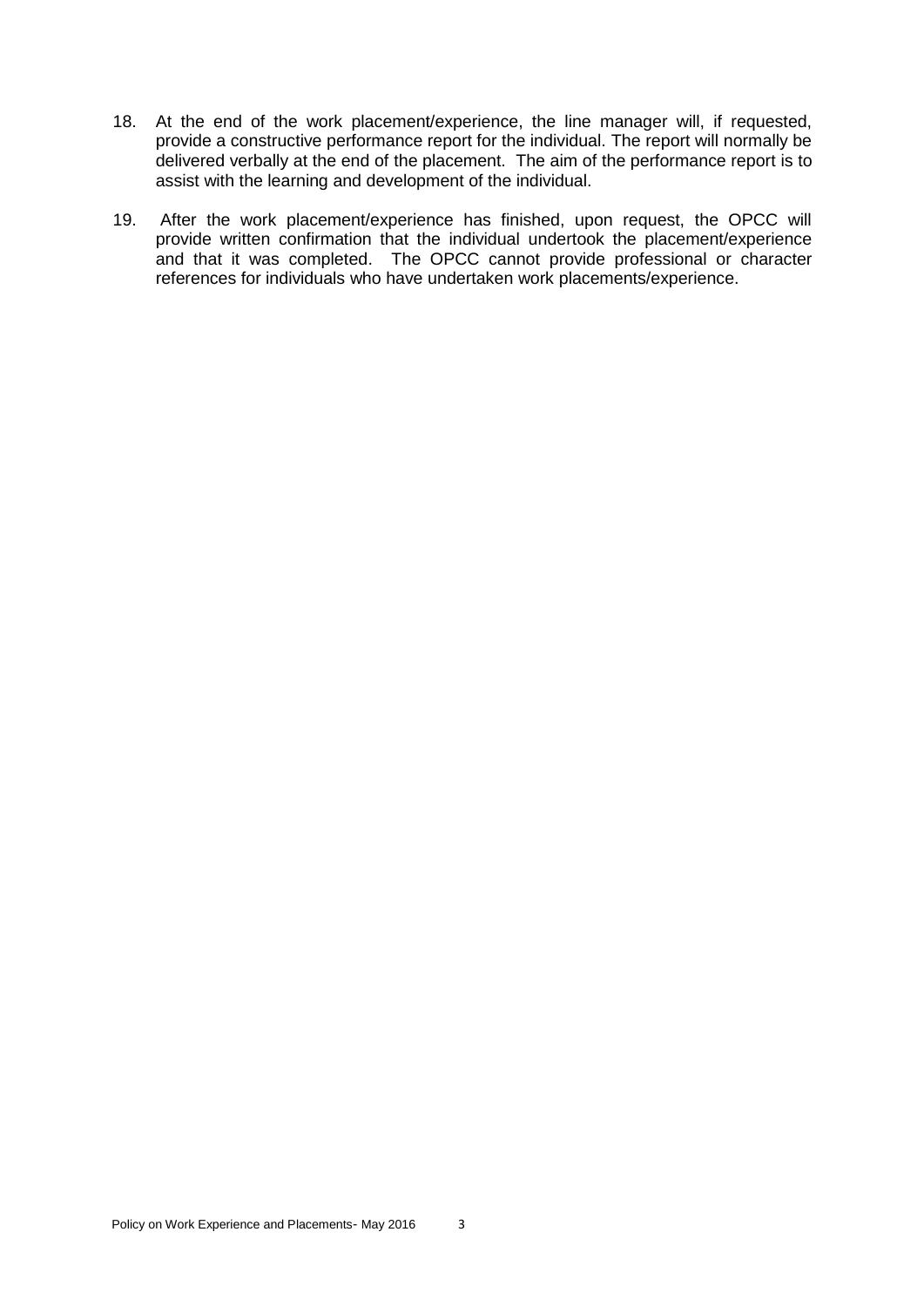18. At the end of the work placement/experience, the line manager will, if requested, provide a constructive performance report for the individual. The report will normally be delivered verbally at the end of the placement. The aim of the performance report is to assist with the learning and development of the individual.

19. After the work placement/experience has finished, upon request, the OPCC will provide written confirmation that the individual undertook the placement/experience and that it was completed. The OPCC cannot provide professional or character references for individuals who have undertaken work placements/experience.